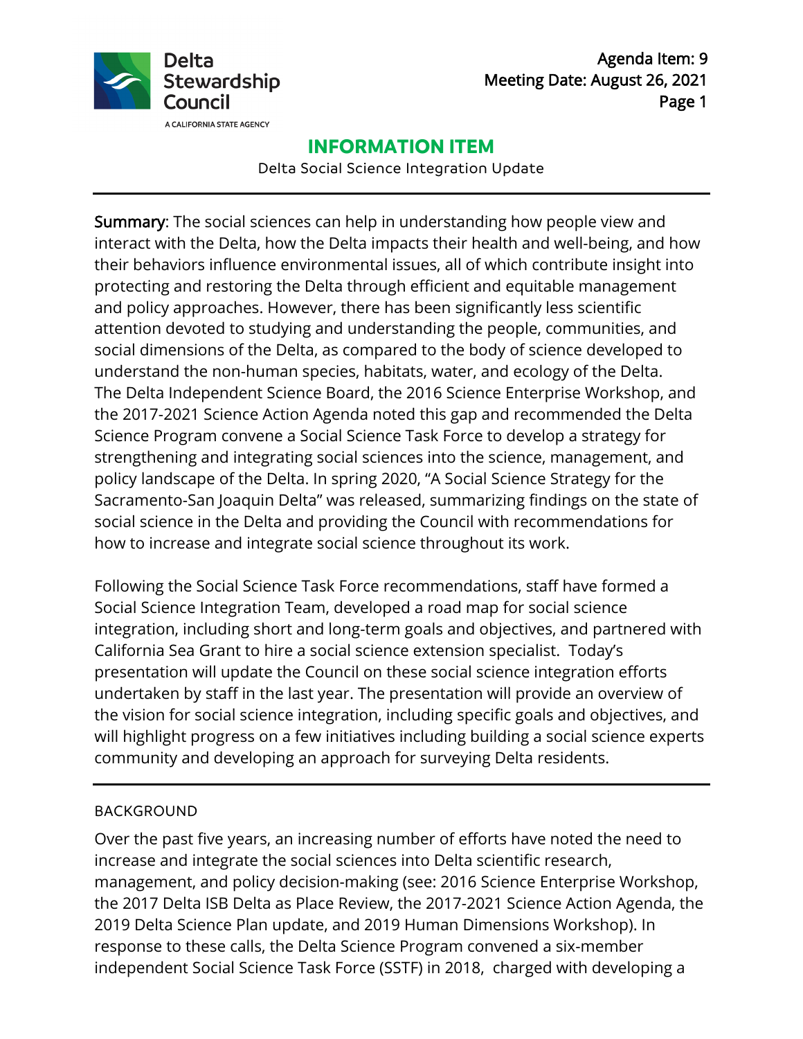Agenda Item: 9
Meeting Date: August 26, 2021

# INFORMATION ITEM

Delta Social Science Integration Update

**Summary**: The social sciences can help in understanding how people view and interact with the Delta, how the Delta impacts their health and well-being, and how their behaviors influence environmental issues, all of which contribute insight into protecting and restoring the Delta through efficient and equitable management and policy approaches. However, there has been significantly less scientific attention devoted to studying and understanding the people, communities, and social dimensions of the Delta, as compared to the body of science developed to understand the non-human species, habitats, water, and ecology of the Delta. The Delta Independent Science Board, the 2016 Science Enterprise Workshop, and the 2017-2021 Science Action Agenda noted this gap and recommended the Delta Science Program convene a Social Science Task Force to develop a strategy for strengthening and integrating social sciences into the science, management, and policy landscape of the Delta. In spring 2020, "A Social Science Strategy for the Sacramento-San Joaquin Delta" was released, summarizing findings on the state of social science in the Delta and providing the Council with recommendations for how to increase and integrate social science throughout its work.

Following the Social Science Task Force recommendations, staff have formed a Social Science Integration Team, developed a road map for social science integration, including short and long-term goals and objectives, and partnered with California Sea Grant to hire a social science extension specialist. Today's presentation will update the Council on these social science integration efforts undertaken by staff in the last year. The presentation will provide an overview of the vision for social science integration, including specific goals and objectives, and will highlight progress on a few initiatives including building a social science experts community and developing an approach for surveying Delta residents.

## BACKGROUND

Over the past five years, an increasing number of efforts have noted the need to increase and integrate the social sciences into Delta scientific research, management, and policy decision-making (see: 2016 Science Enterprise Workshop, the 2017 Delta ISB Delta as Place Review, the 2017-2021 Science Action Agenda, the 2019 Delta Science Plan update, and 2019 Human Dimensions Workshop). In response to these calls, the Delta Science Program convened a six-member independent Social Science Task Force (SSTF) in 2018, charged with developing a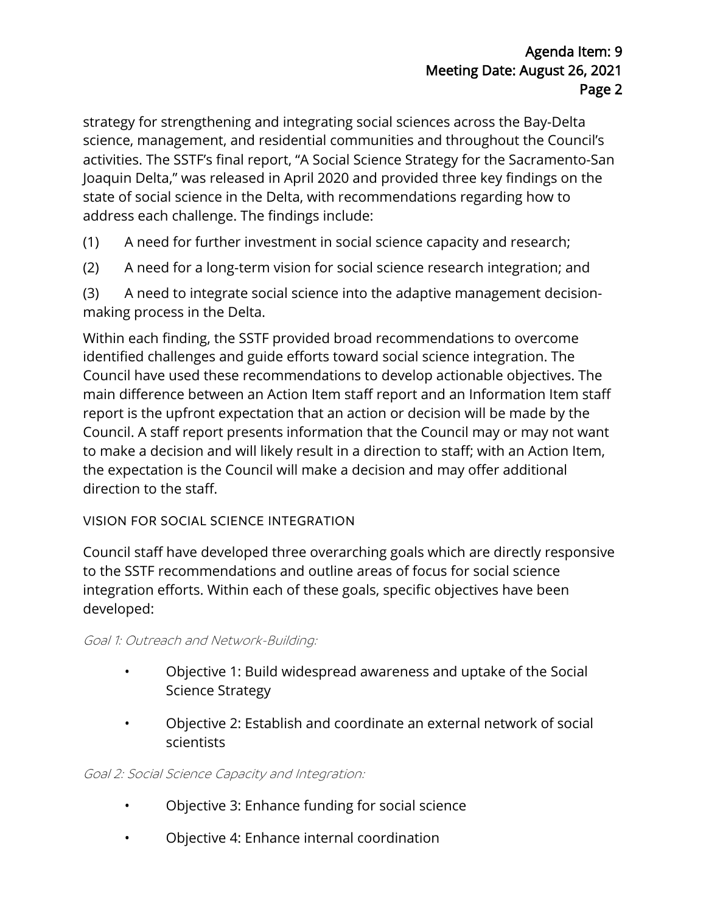strategy for strengthening and integrating social sciences across the Bay-Delta science, management, and residential communities and throughout the Council's activities. The SSTF's final report, "A Social Science Strategy for the Sacramento-San Joaquin Delta," was released in April 2020 and provided three key findings on the state of social science in the Delta, with recommendations regarding how to address each challenge. The findings include:

(1) A need for further investment in social science capacity and research;

(2) A need for a long-term vision for social science research integration; and

(3) A need to integrate social science into the adaptive management decision-making process in the Delta.

Within each finding, the SSTF provided broad recommendations to overcome identified challenges and guide efforts toward social science integration. The Council have used these recommendations to develop actionable objectives. The main difference between an Action Item staff report and an Information Item staff report is the upfront expectation that an action or decision will be made by the Council. A staff report presents information that the Council may or may not want to make a decision and will likely result in a direction to staff; with an Action Item, the expectation is the Council will make a decision and may offer additional direction to the staff.

## VISION FOR SOCIAL SCIENCE INTEGRATION

Council staff have developed three overarching goals which are directly responsive to the SSTF recommendations and outline areas of focus for social science integration efforts. Within each of these goals, specific objectives have been developed:

*Goal 1: Outreach and Network-Building:*

- Objective 1: Build widespread awareness and uptake of the Social Science Strategy
- Objective 2: Establish and coordinate an external network of social scientists

*Goal 2: Social Science Capacity and Integration:*

- Objective 3: Enhance funding for social science
- Objective 4: Enhance internal coordination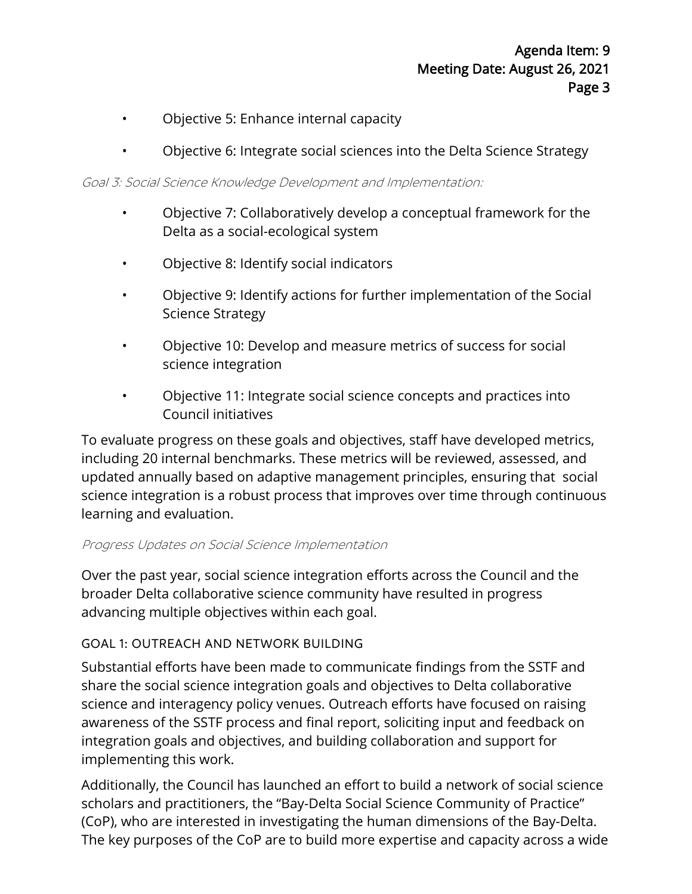- Objective 5: Enhance internal capacity
- Objective 6: Integrate social sciences into the Delta Science Strategy

*Goal 3: Social Science Knowledge Development and Implementation:*

- Objective 7: Collaboratively develop a conceptual framework for the Delta as a social-ecological system
- Objective 8: Identify social indicators
- Objective 9: Identify actions for further implementation of the Social Science Strategy
- Objective 10: Develop and measure metrics of success for social science integration
- Objective 11: Integrate social science concepts and practices into Council initiatives

To evaluate progress on these goals and objectives, staff have developed metrics, including 20 internal benchmarks. These metrics will be reviewed, assessed, and updated annually based on adaptive management principles, ensuring that social science integration is a robust process that improves over time through continuous learning and evaluation.

*Progress Updates on Social Science Implementation*

Over the past year, social science integration efforts across the Council and the broader Delta collaborative science community have resulted in progress advancing multiple objectives within each goal.

### GOAL 1: OUTREACH AND NETWORK BUILDING

Substantial efforts have been made to communicate findings from the SSTF and share the social science integration goals and objectives to Delta collaborative science and interagency policy venues. Outreach efforts have focused on raising awareness of the SSTF process and final report, soliciting input and feedback on integration goals and objectives, and building collaboration and support for implementing this work.

Additionally, the Council has launched an effort to build a network of social science scholars and practitioners, the "Bay-Delta Social Science Community of Practice" (CoP), who are interested in investigating the human dimensions of the Bay-Delta. The key purposes of the CoP are to build more expertise and capacity across a wide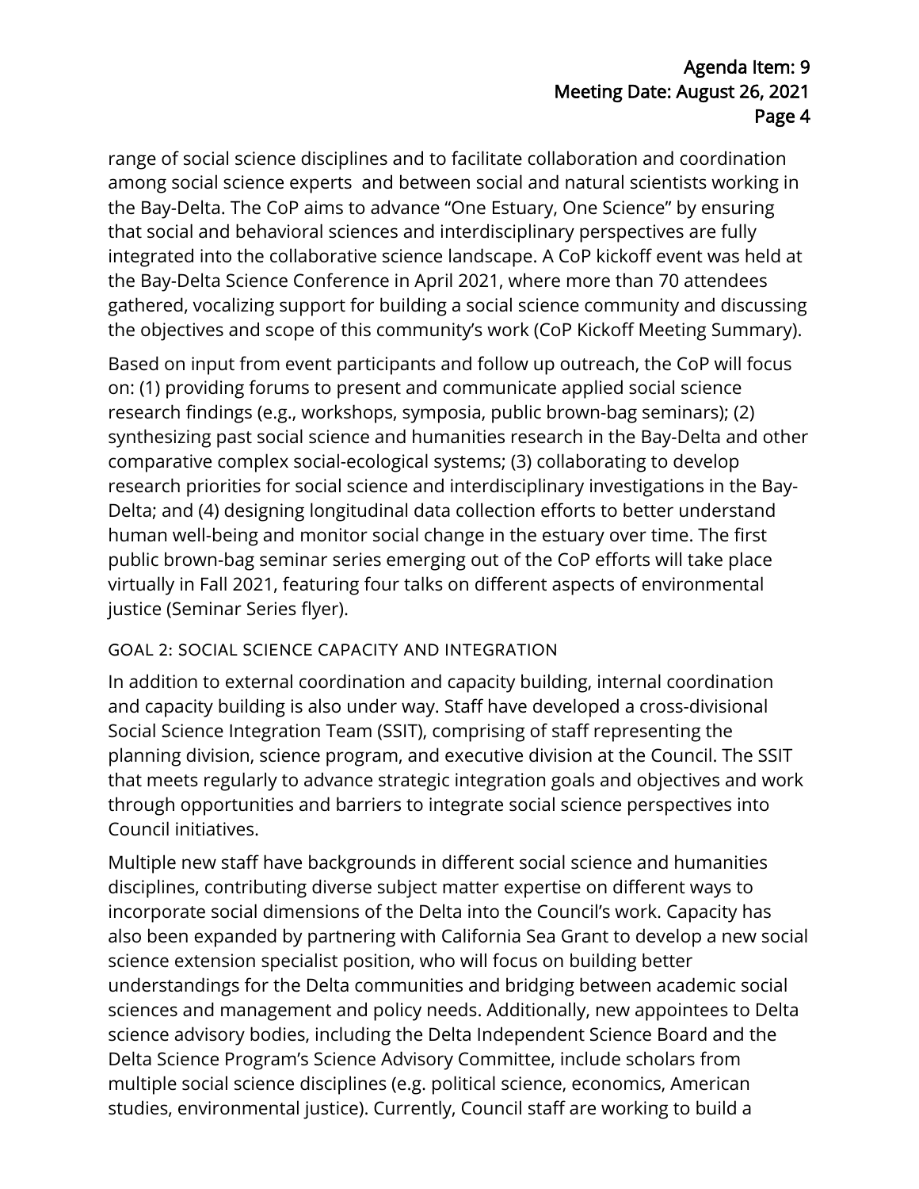range of social science disciplines and to facilitate collaboration and coordination among social science experts  and between social and natural scientists working in the Bay-Delta. The CoP aims to advance "One Estuary, One Science" by ensuring that social and behavioral sciences and interdisciplinary perspectives are fully integrated into the collaborative science landscape. A CoP kickoff event was held at the Bay-Delta Science Conference in April 2021, where more than 70 attendees gathered, vocalizing support for building a social science community and discussing the objectives and scope of this community's work (CoP Kickoff Meeting Summary).

Based on input from event participants and follow up outreach, the CoP will focus on: (1) providing forums to present and communicate applied social science research findings (e.g., workshops, symposia, public brown-bag seminars); (2) synthesizing past social science and humanities research in the Bay-Delta and other comparative complex social-ecological systems; (3) collaborating to develop research priorities for social science and interdisciplinary investigations in the Bay-Delta; and (4) designing longitudinal data collection efforts to better understand human well-being and monitor social change in the estuary over time. The first public brown-bag seminar series emerging out of the CoP efforts will take place virtually in Fall 2021, featuring four talks on different aspects of environmental justice (Seminar Series flyer).

### GOAL 2: SOCIAL SCIENCE CAPACITY AND INTEGRATION

In addition to external coordination and capacity building, internal coordination and capacity building is also under way. Staff have developed a cross-divisional Social Science Integration Team (SSIT), comprising of staff representing the planning division, science program, and executive division at the Council. The SSIT that meets regularly to advance strategic integration goals and objectives and work through opportunities and barriers to integrate social science perspectives into Council initiatives.

Multiple new staff have backgrounds in different social science and humanities disciplines, contributing diverse subject matter expertise on different ways to incorporate social dimensions of the Delta into the Council's work. Capacity has also been expanded by partnering with California Sea Grant to develop a new social science extension specialist position, who will focus on building better understandings for the Delta communities and bridging between academic social sciences and management and policy needs. Additionally, new appointees to Delta science advisory bodies, including the Delta Independent Science Board and the Delta Science Program's Science Advisory Committee, include scholars from multiple social science disciplines (e.g. political science, economics, American studies, environmental justice). Currently, Council staff are working to build a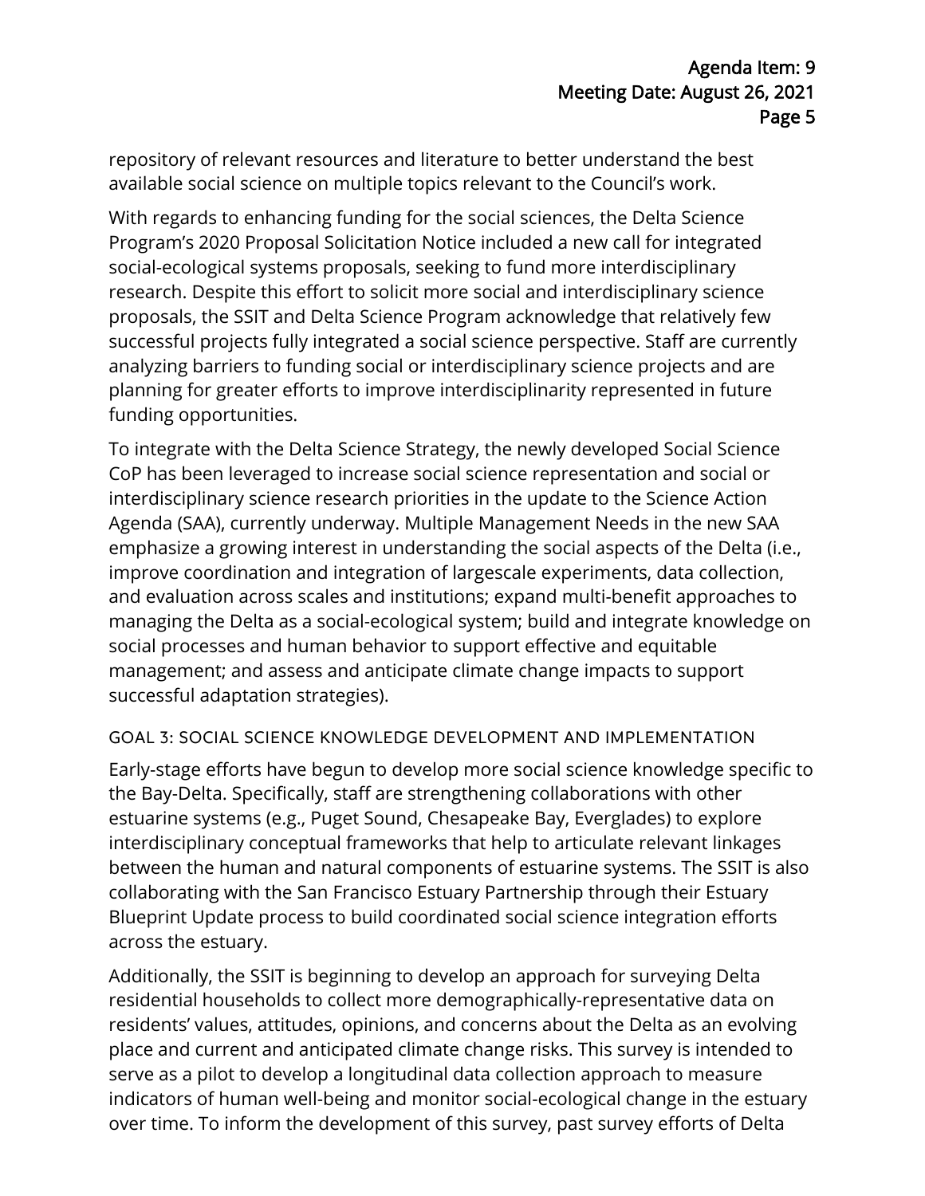repository of relevant resources and literature to better understand the best available social science on multiple topics relevant to the Council's work.

With regards to enhancing funding for the social sciences, the Delta Science Program's 2020 Proposal Solicitation Notice included a new call for integrated social-ecological systems proposals, seeking to fund more interdisciplinary research. Despite this effort to solicit more social and interdisciplinary science proposals, the SSIT and Delta Science Program acknowledge that relatively few successful projects fully integrated a social science perspective. Staff are currently analyzing barriers to funding social or interdisciplinary science projects and are planning for greater efforts to improve interdisciplinarity represented in future funding opportunities.

To integrate with the Delta Science Strategy, the newly developed Social Science CoP has been leveraged to increase social science representation and social or interdisciplinary science research priorities in the update to the Science Action Agenda (SAA), currently underway. Multiple Management Needs in the new SAA emphasize a growing interest in understanding the social aspects of the Delta (i.e., improve coordination and integration of largescale experiments, data collection, and evaluation across scales and institutions; expand multi-benefit approaches to managing the Delta as a social-ecological system; build and integrate knowledge on social processes and human behavior to support effective and equitable management; and assess and anticipate climate change impacts to support successful adaptation strategies).

### GOAL 3: SOCIAL SCIENCE KNOWLEDGE DEVELOPMENT AND IMPLEMENTATION

Early-stage efforts have begun to develop more social science knowledge specific to the Bay-Delta. Specifically, staff are strengthening collaborations with other estuarine systems (e.g., Puget Sound, Chesapeake Bay, Everglades) to explore interdisciplinary conceptual frameworks that help to articulate relevant linkages between the human and natural components of estuarine systems. The SSIT is also collaborating with the San Francisco Estuary Partnership through their Estuary Blueprint Update process to build coordinated social science integration efforts across the estuary.

Additionally, the SSIT is beginning to develop an approach for surveying Delta residential households to collect more demographically-representative data on residents' values, attitudes, opinions, and concerns about the Delta as an evolving place and current and anticipated climate change risks. This survey is intended to serve as a pilot to develop a longitudinal data collection approach to measure indicators of human well-being and monitor social-ecological change in the estuary over time. To inform the development of this survey, past survey efforts of Delta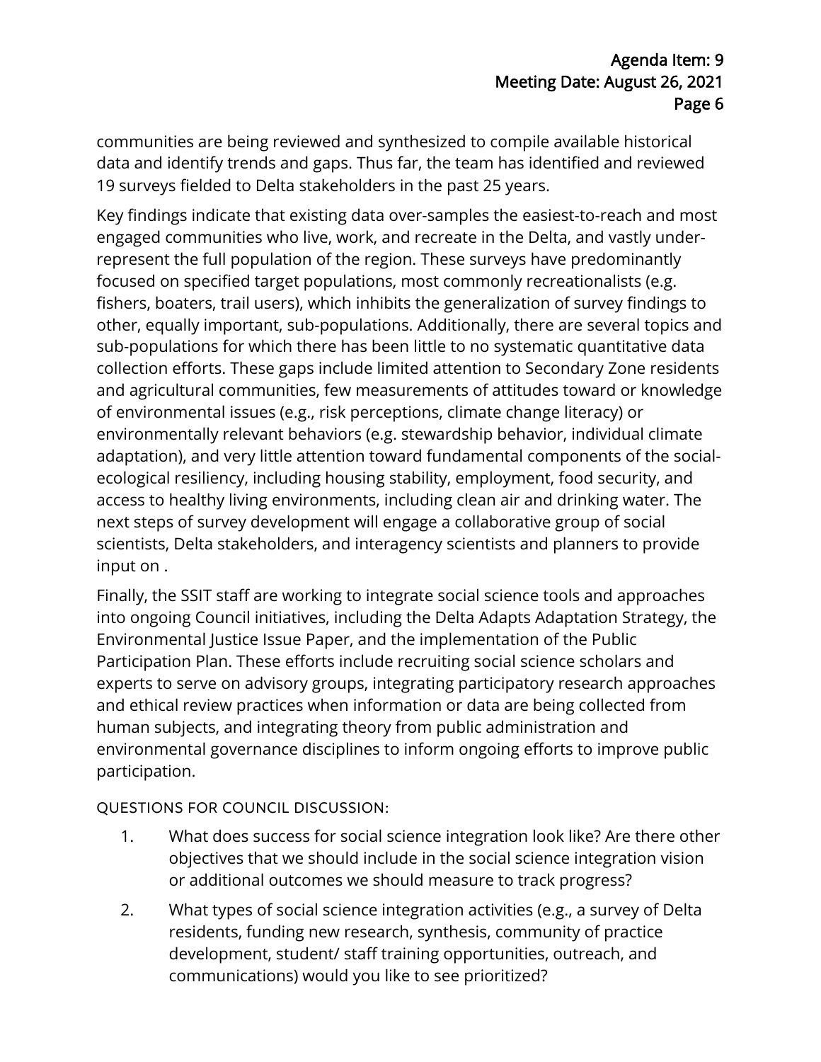communities are being reviewed and synthesized to compile available historical data and identify trends and gaps. Thus far, the team has identified and reviewed 19 surveys fielded to Delta stakeholders in the past 25 years.

Key findings indicate that existing data over-samples the easiest-to-reach and most engaged communities who live, work, and recreate in the Delta, and vastly under-represent the full population of the region. These surveys have predominantly focused on specified target populations, most commonly recreationalists (e.g. fishers, boaters, trail users), which inhibits the generalization of survey findings to other, equally important, sub-populations. Additionally, there are several topics and sub-populations for which there has been little to no systematic quantitative data collection efforts. These gaps include limited attention to Secondary Zone residents and agricultural communities, few measurements of attitudes toward or knowledge of environmental issues (e.g., risk perceptions, climate change literacy) or environmentally relevant behaviors (e.g. stewardship behavior, individual climate adaptation), and very little attention toward fundamental components of the social-ecological resiliency, including housing stability, employment, food security, and access to healthy living environments, including clean air and drinking water. The next steps of survey development will engage a collaborative group of social scientists, Delta stakeholders, and interagency scientists and planners to provide input on .

Finally, the SSIT staff are working to integrate social science tools and approaches into ongoing Council initiatives, including the Delta Adapts Adaptation Strategy, the Environmental Justice Issue Paper, and the implementation of the Public Participation Plan. These efforts include recruiting social science scholars and experts to serve on advisory groups, integrating participatory research approaches and ethical review practices when information or data are being collected from human subjects, and integrating theory from public administration and environmental governance disciplines to inform ongoing efforts to improve public participation.

QUESTIONS FOR COUNCIL DISCUSSION:

1. What does success for social science integration look like? Are there other objectives that we should include in the social science integration vision or additional outcomes we should measure to track progress?
2. What types of social science integration activities (e.g., a survey of Delta residents, funding new research, synthesis, community of practice development, student/ staff training opportunities, outreach, and communications) would you like to see prioritized?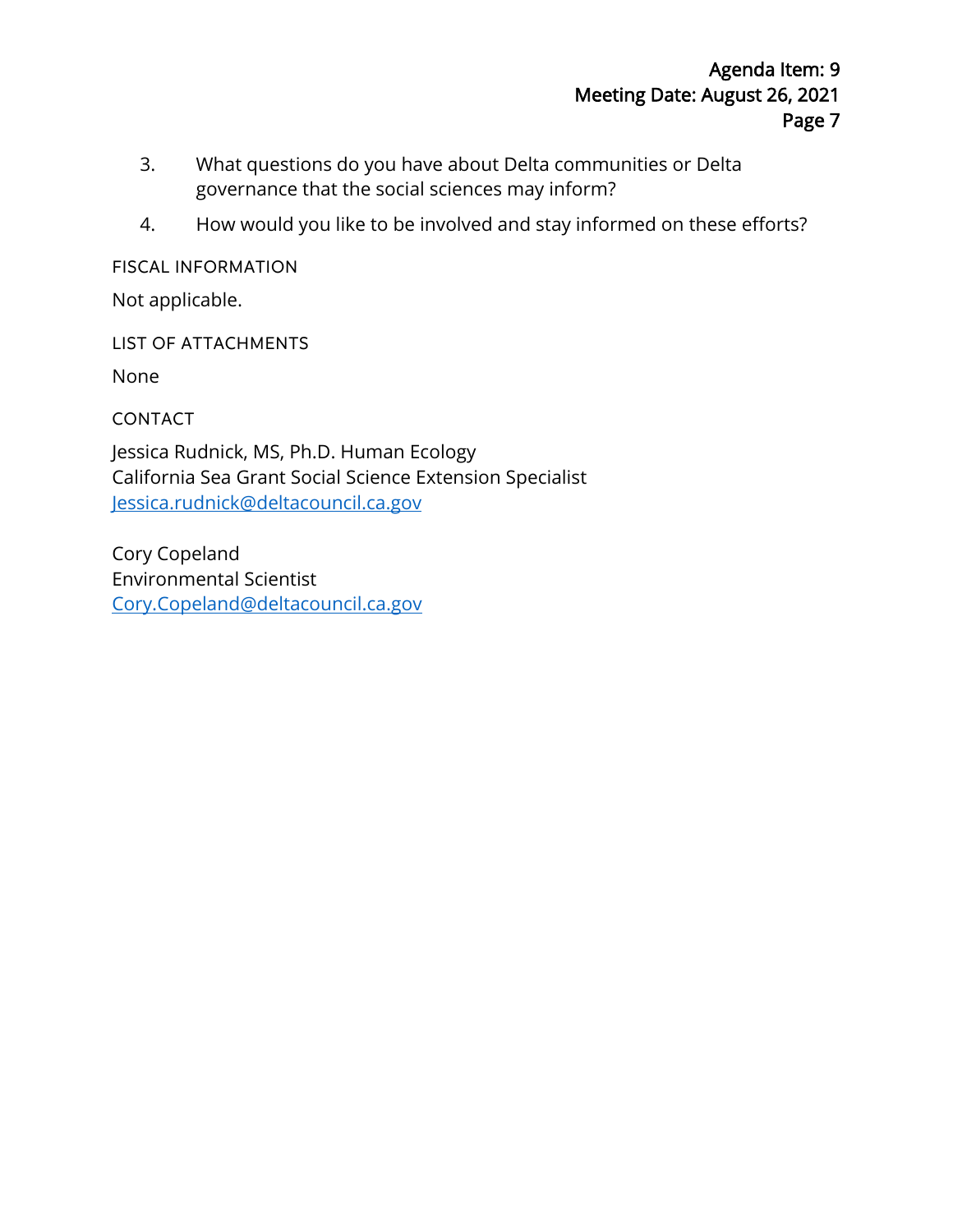3. What questions do you have about Delta communities or Delta governance that the social sciences may inform?
4. How would you like to be involved and stay informed on these efforts?

## FISCAL INFORMATION

Not applicable.

## LIST OF ATTACHMENTS

None

## CONTACT

Jessica Rudnick, MS, Ph.D. Human Ecology
California Sea Grant Social Science Extension Specialist
Jessica.rudnick@deltacouncil.ca.gov

Cory Copeland
Environmental Scientist
Cory.Copeland@deltacouncil.ca.gov